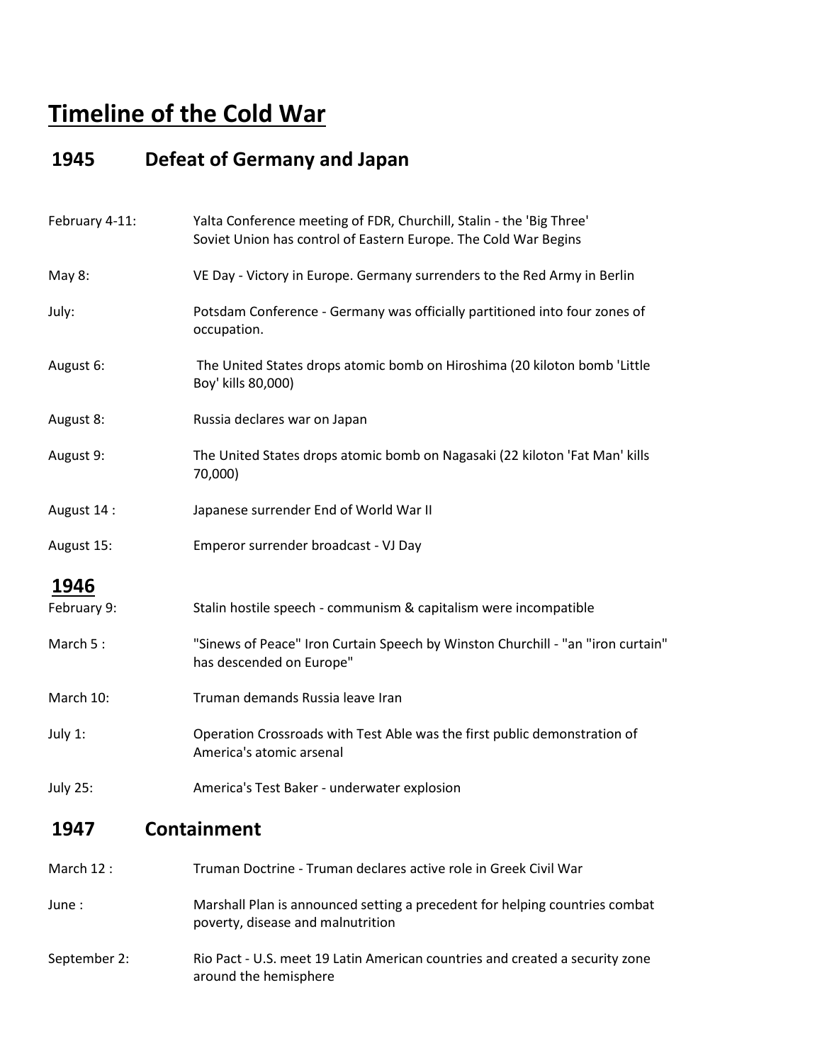# Timeline of the Cold War

## 1945 Defeat of Germany and Japan

| | |
|---|---|
| February 4-11: | Yalta Conference meeting of FDR, Churchill, Stalin - the 'Big Three' Soviet Union has control of Eastern Europe. The Cold War Begins |
| May 8: | VE Day - Victory in Europe. Germany surrenders to the Red Army in Berlin |
| July: | Potsdam Conference - Germany was officially partitioned into four zones of occupation. |
| August 6: | The United States drops atomic bomb on Hiroshima (20 kiloton bomb 'Little Boy' kills 80,000) |
| August 8: | Russia declares war on Japan |
| August 9: | The United States drops atomic bomb on Nagasaki (22 kiloton 'Fat Man' kills 70,000) |
| August 14 : | Japanese surrender End of World War II |
| August 15: | Emperor surrender broadcast - VJ Day |

## 1946

| | |
|---|---|
| February 9: | Stalin hostile speech - communism & capitalism were incompatible |
| March 5 : | "Sinews of Peace" Iron Curtain Speech by Winston Churchill - "an "iron curtain" has descended on Europe" |
| March 10: | Truman demands Russia leave Iran |
| July 1: | Operation Crossroads with Test Able was the first public demonstration of America's atomic arsenal |
| July 25: | America's Test Baker - underwater explosion |

## 1947 Containment

| | |
|---|---|
| March 12 : | Truman Doctrine - Truman declares active role in Greek Civil War |
| June : | Marshall Plan is announced setting a precedent for helping countries combat poverty, disease and malnutrition |
| September 2: | Rio Pact - U.S. meet 19 Latin American countries and created a security zone around the hemisphere |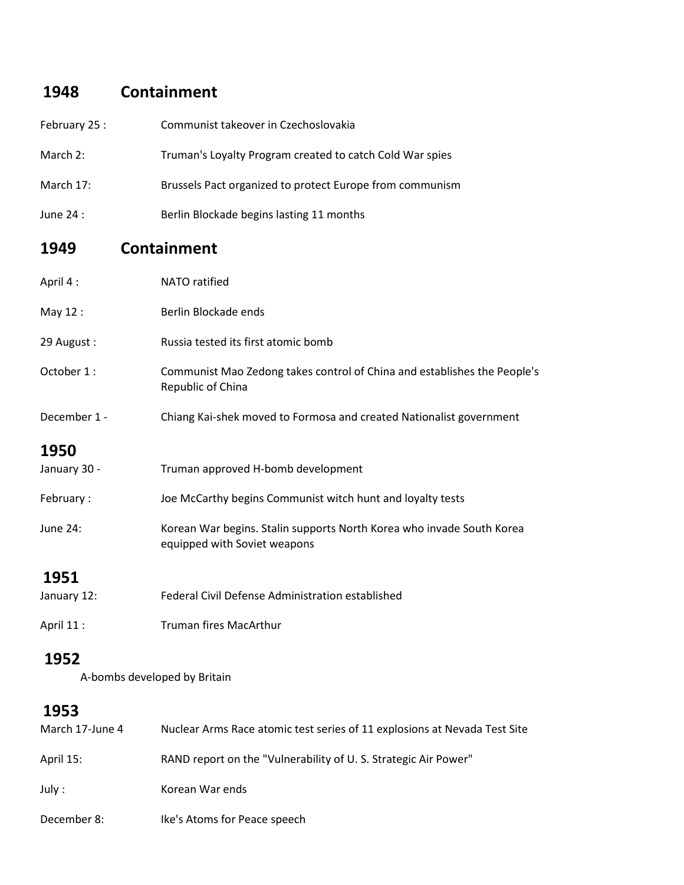## 1948 Containment

| | |
|---|---|
| February 25 : | Communist takeover in Czechoslovakia |
| March 2: | Truman's Loyalty Program created to catch Cold War spies |
| March 17: | Brussels Pact organized to protect Europe from communism |
| June 24 : | Berlin Blockade begins lasting 11 months |

## 1949 Containment

| | |
|---|---|
| April 4 : | NATO ratified |
| May 12 : | Berlin Blockade ends |
| 29 August : | Russia tested its first atomic bomb |
| October 1 : | Communist Mao Zedong takes control of China and establishes the People's Republic of China |
| December 1 - | Chiang Kai-shek moved to Formosa and created Nationalist government |

## 1950

| | |
|---|---|
| January 30 - | Truman approved H-bomb development |
| February : | Joe McCarthy begins Communist witch hunt and loyalty tests |
| June 24: | Korean War begins. Stalin supports North Korea who invade South Korea equipped with Soviet weapons |

## 1951

| | |
|---|---|
| January 12: | Federal Civil Defense Administration established |
| April 11 : | Truman fires MacArthur |

## 1952

A-bombs developed by Britain

## 1953

| | |
|---|---|
| March 17-June 4 | Nuclear Arms Race atomic test series of 11 explosions at Nevada Test Site |
| April 15: | RAND report on the "Vulnerability of U. S. Strategic Air Power" |
| July : | Korean War ends |
| December 8: | Ike's Atoms for Peace speech |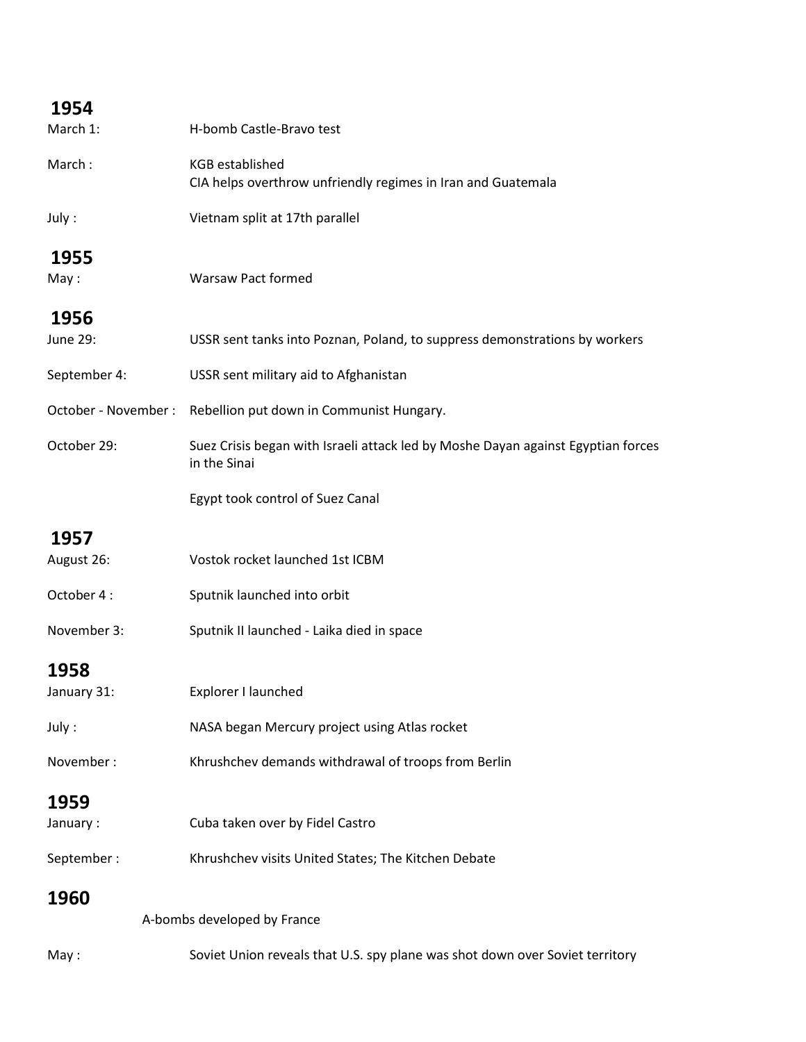## 1954

March 1: H-bomb Castle-Bravo test

March : KGB established
CIA helps overthrow unfriendly regimes in Iran and Guatemala

July : Vietnam split at 17th parallel

## 1955

May : Warsaw Pact formed

## 1956

June 29: USSR sent tanks into Poznan, Poland, to suppress demonstrations by workers

September 4: USSR sent military aid to Afghanistan

October - November : Rebellion put down in Communist Hungary.

October 29: Suez Crisis began with Israeli attack led by Moshe Dayan against Egyptian forces in the Sinai

Egypt took control of Suez Canal

## 1957

August 26: Vostok rocket launched 1st ICBM

October 4 : Sputnik launched into orbit

November 3: Sputnik II launched - Laika died in space

## 1958

January 31: Explorer I launched

July : NASA began Mercury project using Atlas rocket

November : Khrushchev demands withdrawal of troops from Berlin

## 1959

January : Cuba taken over by Fidel Castro

September : Khrushchev visits United States; The Kitchen Debate

## 1960

A-bombs developed by France

May : Soviet Union reveals that U.S. spy plane was shot down over Soviet territory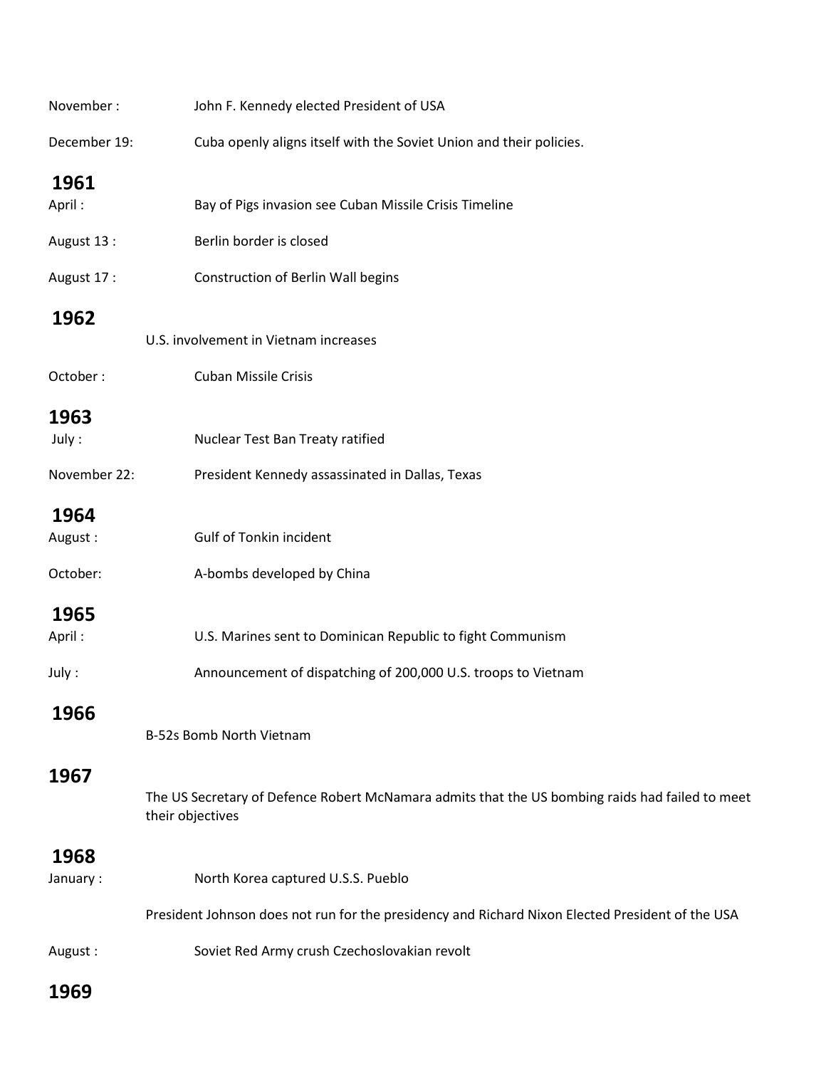November : John F. Kennedy elected President of USA

December 19: Cuba openly aligns itself with the Soviet Union and their policies.

## 1961

April : Bay of Pigs invasion see Cuban Missile Crisis Timeline

August 13 : Berlin border is closed

August 17 : Construction of Berlin Wall begins

## 1962

U.S. involvement in Vietnam increases

October : Cuban Missile Crisis

## 1963

July : Nuclear Test Ban Treaty ratified

November 22: President Kennedy assassinated in Dallas, Texas

## 1964

August : Gulf of Tonkin incident

October: A-bombs developed by China

## 1965

April : U.S. Marines sent to Dominican Republic to fight Communism

July : Announcement of dispatching of 200,000 U.S. troops to Vietnam

## 1966

B-52s Bomb North Vietnam

## 1967

The US Secretary of Defence Robert McNamara admits that the US bombing raids had failed to meet their objectives

## 1968

January : North Korea captured U.S.S. Pueblo

President Johnson does not run for the presidency and Richard Nixon Elected President of the USA

August : Soviet Red Army crush Czechoslovakian revolt

## 1969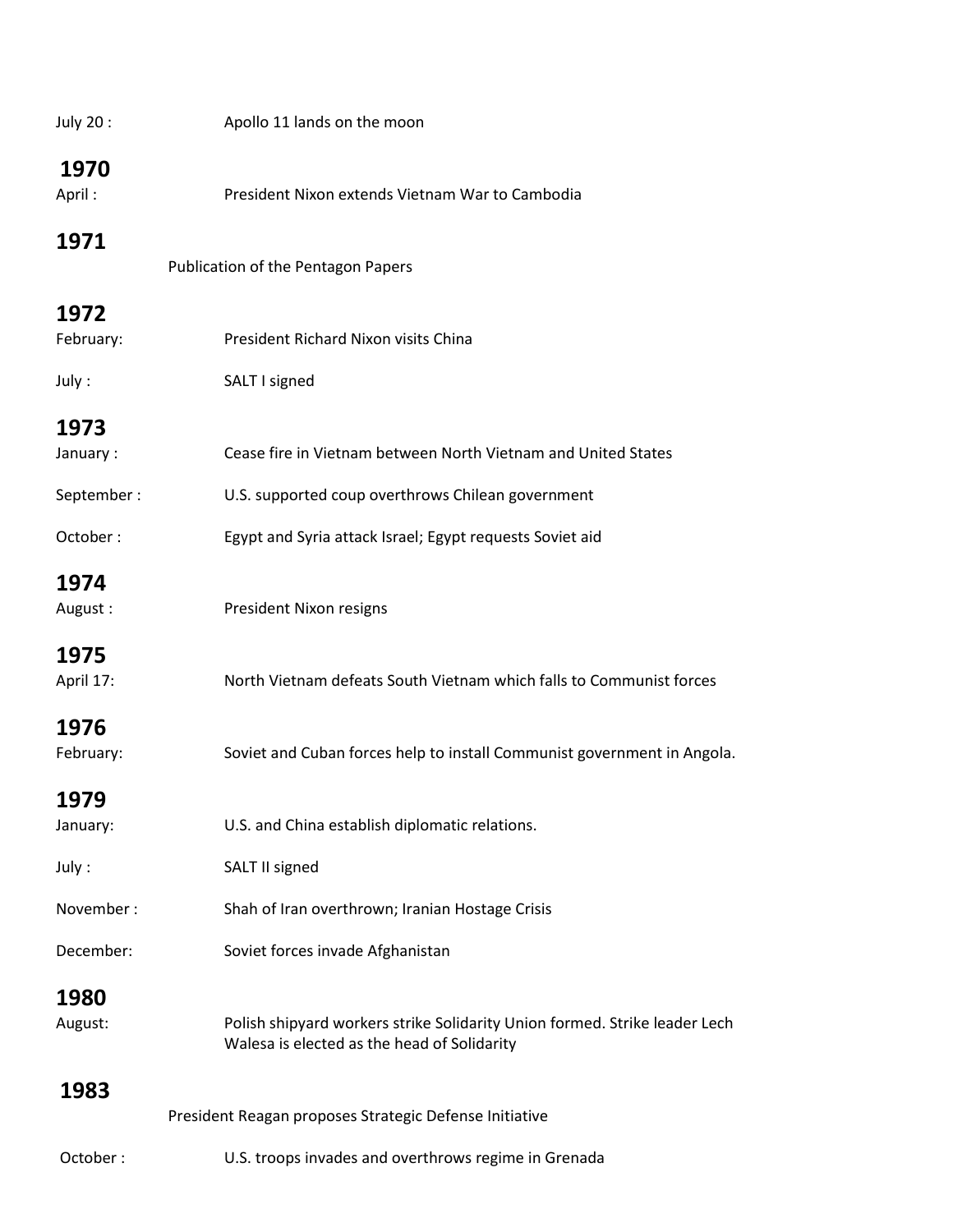July 20 : Apollo 11 lands on the moon

**1970**

April : President Nixon extends Vietnam War to Cambodia

**1971**

Publication of the Pentagon Papers

**1972**

February: President Richard Nixon visits China

July : SALT I signed

**1973**

January : Cease fire in Vietnam between North Vietnam and United States

September : U.S. supported coup overthrows Chilean government

October : Egypt and Syria attack Israel; Egypt requests Soviet aid

**1974**

August : President Nixon resigns

**1975**

April 17: North Vietnam defeats South Vietnam which falls to Communist forces

**1976**

February: Soviet and Cuban forces help to install Communist government in Angola.

**1979**

January: U.S. and China establish diplomatic relations.

July : SALT II signed

November : Shah of Iran overthrown; Iranian Hostage Crisis

December: Soviet forces invade Afghanistan

**1980**

August: Polish shipyard workers strike Solidarity Union formed. Strike leader Lech Walesa is elected as the head of Solidarity

**1983**

President Reagan proposes Strategic Defense Initiative

October : U.S. troops invades and overthrows regime in Grenada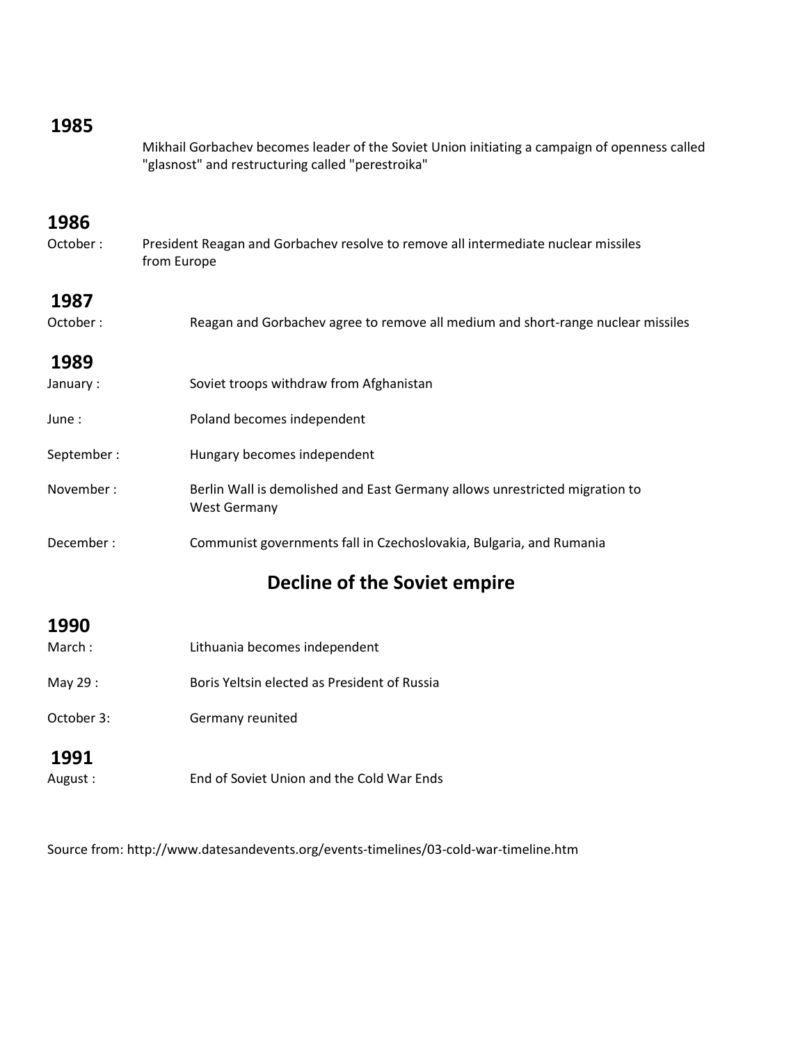## 1985

Mikhail Gorbachev becomes leader of the Soviet Union initiating a campaign of openness called "glasnost" and restructuring called "perestroika"

## 1986

October : President Reagan and Gorbachev resolve to remove all intermediate nuclear missiles from Europe

## 1987

October : Reagan and Gorbachev agree to remove all medium and short-range nuclear missiles

## 1989

January : Soviet troops withdraw from Afghanistan

June : Poland becomes independent

September : Hungary becomes independent

November : Berlin Wall is demolished and East Germany allows unrestricted migration to West Germany

December : Communist governments fall in Czechoslovakia, Bulgaria, and Rumania

# Decline of the Soviet empire

## 1990

March : Lithuania becomes independent

May 29 : Boris Yeltsin elected as President of Russia

October 3: Germany reunited

## 1991

August : End of Soviet Union and the Cold War Ends

Source from: http://www.datesandevents.org/events-timelines/03-cold-war-timeline.htm